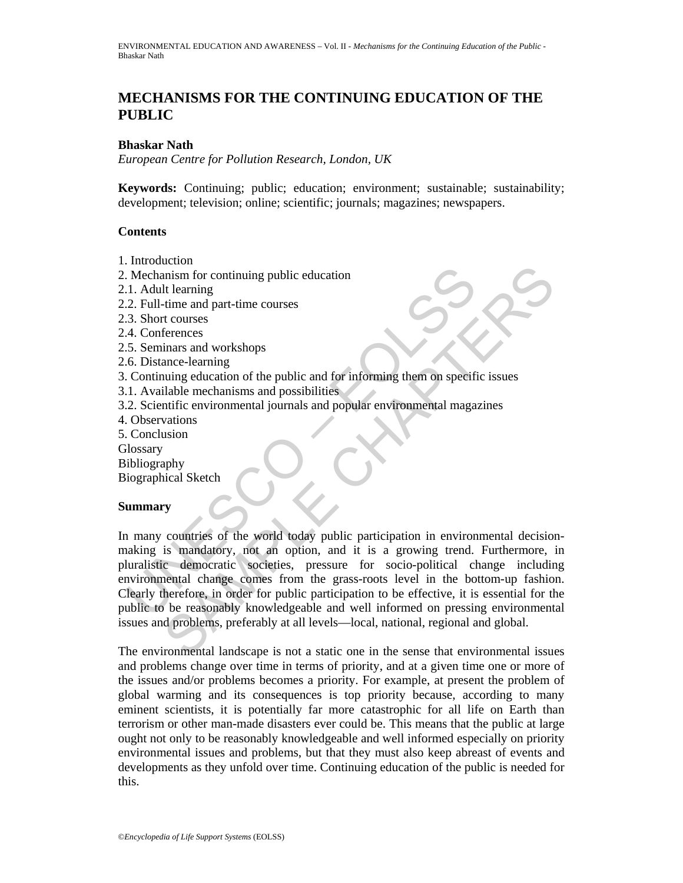# MECHANISMS FOR THE CONTINUING EDUCATION OF THE PUBLIC

**Bhaskar Nath**

*European Centre for Pollution Research, London, UK*

**Keywords:** Continuing; public; education; environment; sustainable; sustainability; development; television; online; scientific; journals; magazines; newspapers.

**Contents**

1. Introduction
2. Mechanism for continuing public education
2.1. Adult learning
2.2. Full-time and part-time courses
2.3. Short courses
2.4. Conferences
2.5. Seminars and workshops
2.6. Distance-learning
3. Continuing education of the public and for informing them on specific issues
3.1. Available mechanisms and possibilities
3.2. Scientific environmental journals and popular environmental magazines
4. Observations
5. Conclusion

Glossary
Bibliography
Biographical Sketch

**Summary**

In many countries of the world today public participation in environmental decision-making is mandatory, not an option, and it is a growing trend. Furthermore, in pluralistic democratic societies, pressure for socio-political change including environmental change comes from the grass-roots level in the bottom-up fashion. Clearly therefore, in order for public participation to be effective, it is essential for the public to be reasonably knowledgeable and well informed on pressing environmental issues and problems, preferably at all levels—local, national, regional and global.

The environmental landscape is not a static one in the sense that environmental issues and problems change over time in terms of priority, and at a given time one or more of the issues and/or problems becomes a priority. For example, at present the problem of global warming and its consequences is top priority because, according to many eminent scientists, it is potentially far more catastrophic for all life on Earth than terrorism or other man-made disasters ever could be. This means that the public at large ought not only to be reasonably knowledgeable and well informed especially on priority environmental issues and problems, but that they must also keep abreast of events and developments as they unfold over time. Continuing education of the public is needed for this.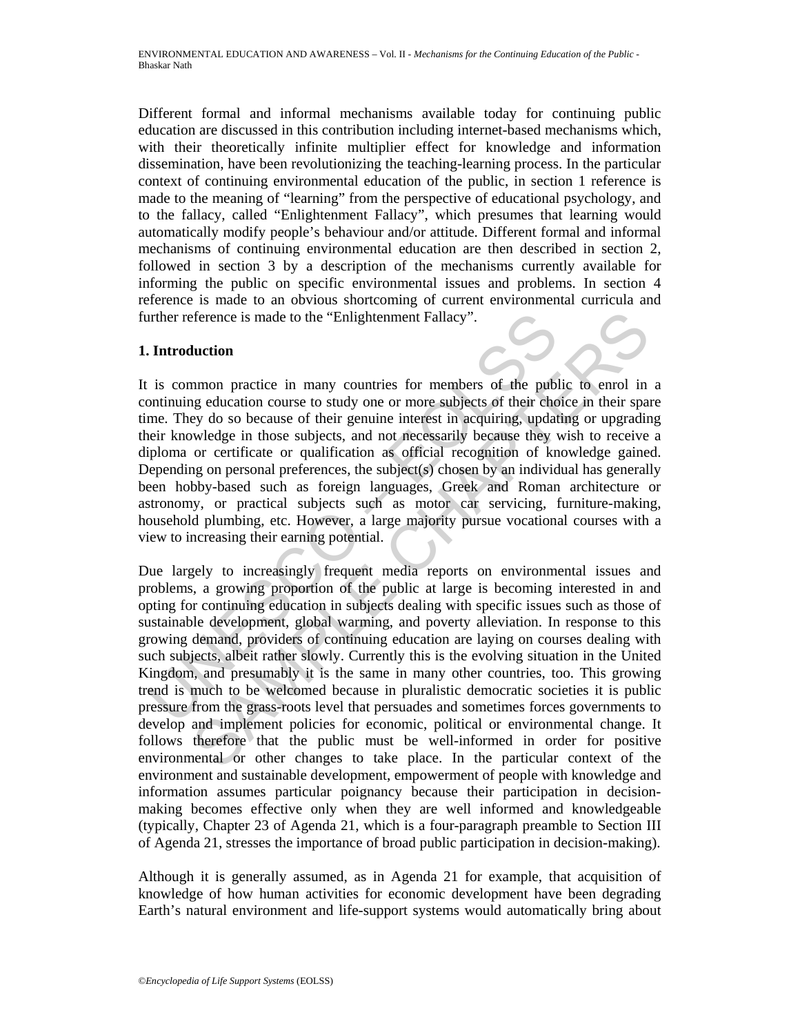Different formal and informal mechanisms available today for continuing public education are discussed in this contribution including internet-based mechanisms which, with their theoretically infinite multiplier effect for knowledge and information dissemination, have been revolutionizing the teaching-learning process. In the particular context of continuing environmental education of the public, in section 1 reference is made to the meaning of "learning" from the perspective of educational psychology, and to the fallacy, called "Enlightenment Fallacy", which presumes that learning would automatically modify people's behaviour and/or attitude. Different formal and informal mechanisms of continuing environmental education are then described in section 2, followed in section 3 by a description of the mechanisms currently available for informing the public on specific environmental issues and problems. In section 4 reference is made to an obvious shortcoming of current environmental curricula and further reference is made to the "Enlightenment Fallacy".

## 1. Introduction

It is common practice in many countries for members of the public to enrol in a continuing education course to study one or more subjects of their choice in their spare time. They do so because of their genuine interest in acquiring, updating or upgrading their knowledge in those subjects, and not necessarily because they wish to receive a diploma or certificate or qualification as official recognition of knowledge gained. Depending on personal preferences, the subject(s) chosen by an individual has generally been hobby-based such as foreign languages, Greek and Roman architecture or astronomy, or practical subjects such as motor car servicing, furniture-making, household plumbing, etc. However, a large majority pursue vocational courses with a view to increasing their earning potential.

Due largely to increasingly frequent media reports on environmental issues and problems, a growing proportion of the public at large is becoming interested in and opting for continuing education in subjects dealing with specific issues such as those of sustainable development, global warming, and poverty alleviation. In response to this growing demand, providers of continuing education are laying on courses dealing with such subjects, albeit rather slowly. Currently this is the evolving situation in the United Kingdom, and presumably it is the same in many other countries, too. This growing trend is much to be welcomed because in pluralistic democratic societies it is public pressure from the grass-roots level that persuades and sometimes forces governments to develop and implement policies for economic, political or environmental change. It follows therefore that the public must be well-informed in order for positive environmental or other changes to take place. In the particular context of the environment and sustainable development, empowerment of people with knowledge and information assumes particular poignancy because their participation in decision-making becomes effective only when they are well informed and knowledgeable (typically, Chapter 23 of Agenda 21, which is a four-paragraph preamble to Section III of Agenda 21, stresses the importance of broad public participation in decision-making).

Although it is generally assumed, as in Agenda 21 for example, that acquisition of knowledge of how human activities for economic development have been degrading Earth's natural environment and life-support systems would automatically bring about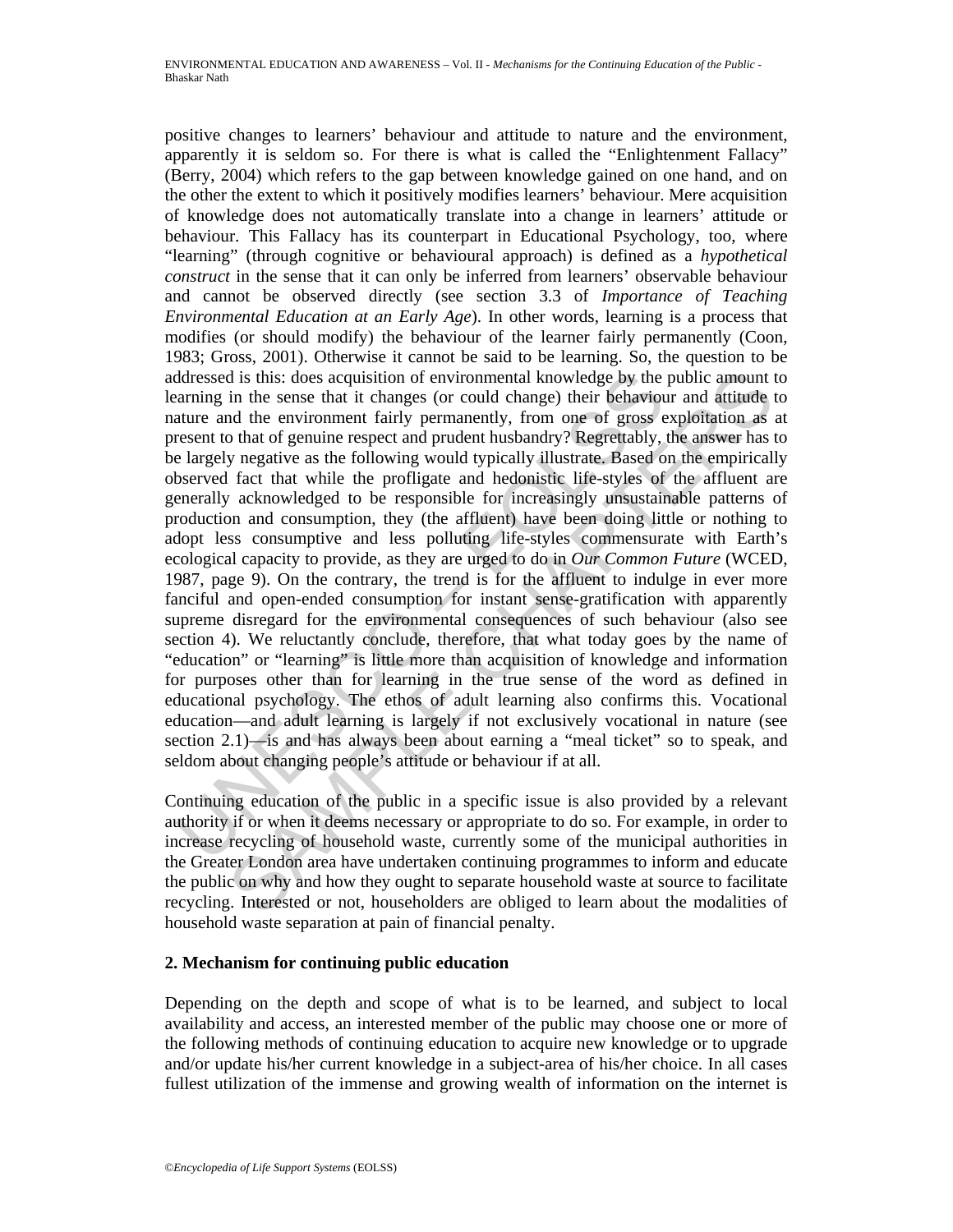positive changes to learners' behaviour and attitude to nature and the environment, apparently it is seldom so. For there is what is called the "Enlightenment Fallacy" (Berry, 2004) which refers to the gap between knowledge gained on one hand, and on the other the extent to which it positively modifies learners' behaviour. Mere acquisition of knowledge does not automatically translate into a change in learners' attitude or behaviour. This Fallacy has its counterpart in Educational Psychology, too, where "learning" (through cognitive or behavioural approach) is defined as a *hypothetical construct* in the sense that it can only be inferred from learners' observable behaviour and cannot be observed directly (see section 3.3 of *Importance of Teaching Environmental Education at an Early Age*). In other words, learning is a process that modifies (or should modify) the behaviour of the learner fairly permanently (Coon, 1983; Gross, 2001). Otherwise it cannot be said to be learning. So, the question to be addressed is this: does acquisition of environmental knowledge by the public amount to learning in the sense that it changes (or could change) their behaviour and attitude to nature and the environment fairly permanently, from one of gross exploitation as at present to that of genuine respect and prudent husbandry? Regrettably, the answer has to be largely negative as the following would typically illustrate. Based on the empirically observed fact that while the profligate and hedonistic life-styles of the affluent are generally acknowledged to be responsible for increasingly unsustainable patterns of production and consumption, they (the affluent) have been doing little or nothing to adopt less consumptive and less polluting life-styles commensurate with Earth's ecological capacity to provide, as they are urged to do in *Our Common Future* (WCED, 1987, page 9). On the contrary, the trend is for the affluent to indulge in ever more fanciful and open-ended consumption for instant sense-gratification with apparently supreme disregard for the environmental consequences of such behaviour (also see section 4). We reluctantly conclude, therefore, that what today goes by the name of "education" or "learning" is little more than acquisition of knowledge and information for purposes other than for learning in the true sense of the word as defined in educational psychology. The ethos of adult learning also confirms this. Vocational education—and adult learning is largely if not exclusively vocational in nature (see section 2.1)—is and has always been about earning a "meal ticket" so to speak, and seldom about changing people's attitude or behaviour if at all.

Continuing education of the public in a specific issue is also provided by a relevant authority if or when it deems necessary or appropriate to do so. For example, in order to increase recycling of household waste, currently some of the municipal authorities in the Greater London area have undertaken continuing programmes to inform and educate the public on why and how they ought to separate household waste at source to facilitate recycling. Interested or not, householders are obliged to learn about the modalities of household waste separation at pain of financial penalty.

## 2. Mechanism for continuing public education

Depending on the depth and scope of what is to be learned, and subject to local availability and access, an interested member of the public may choose one or more of the following methods of continuing education to acquire new knowledge or to upgrade and/or update his/her current knowledge in a subject-area of his/her choice. In all cases fullest utilization of the immense and growing wealth of information on the internet is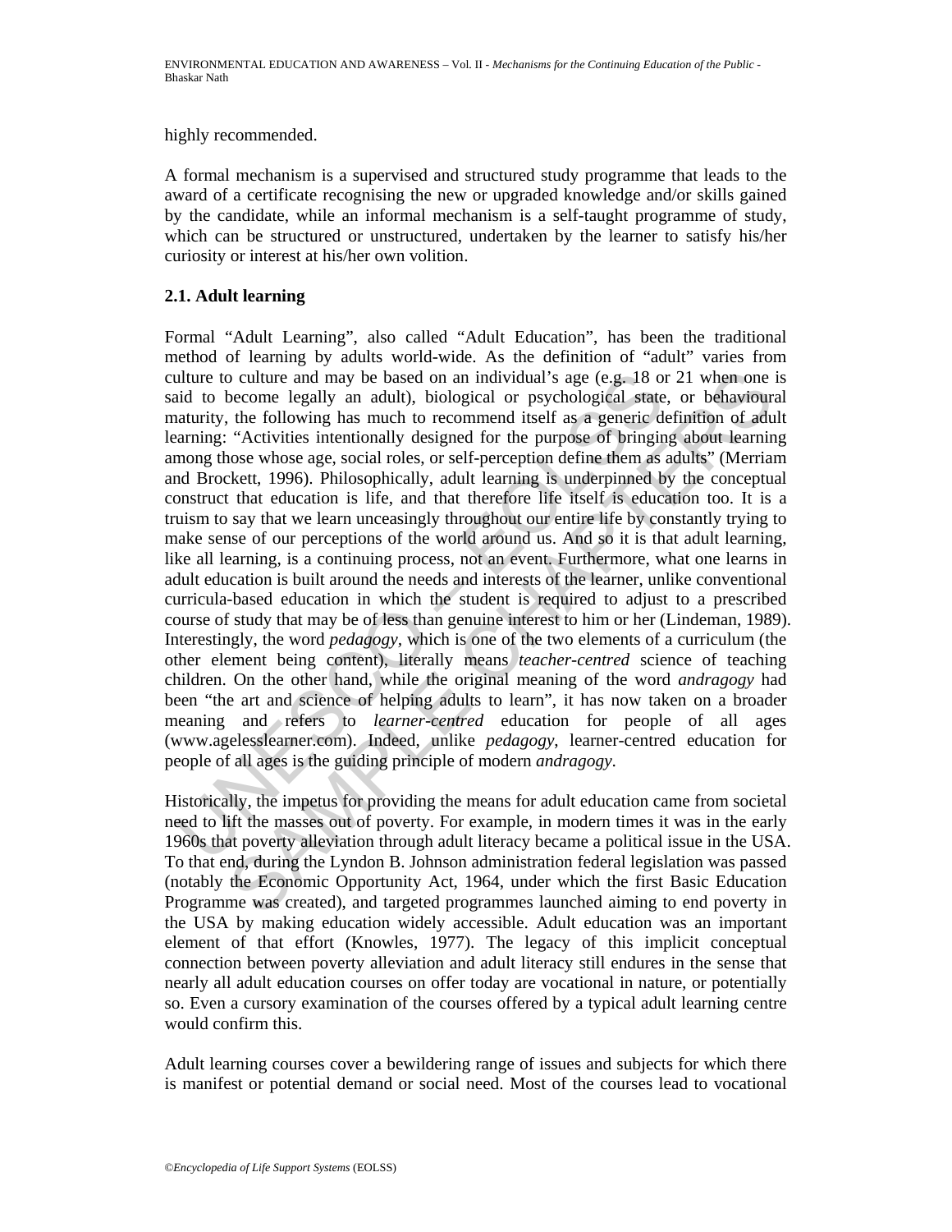highly recommended.

A formal mechanism is a supervised and structured study programme that leads to the award of a certificate recognising the new or upgraded knowledge and/or skills gained by the candidate, while an informal mechanism is a self-taught programme of study, which can be structured or unstructured, undertaken by the learner to satisfy his/her curiosity or interest at his/her own volition.

### 2.1. Adult learning

Formal "Adult Learning", also called "Adult Education", has been the traditional method of learning by adults world-wide. As the definition of "adult" varies from culture to culture and may be based on an individual's age (e.g. 18 or 21 when one is said to become legally an adult), biological or psychological state, or behavioural maturity, the following has much to recommend itself as a generic definition of adult learning: "Activities intentionally designed for the purpose of bringing about learning among those whose age, social roles, or self-perception define them as adults" (Merriam and Brockett, 1996). Philosophically, adult learning is underpinned by the conceptual construct that education is life, and that therefore life itself is education too. It is a truism to say that we learn unceasingly throughout our entire life by constantly trying to make sense of our perceptions of the world around us. And so it is that adult learning, like all learning, is a continuing process, not an event. Furthermore, what one learns in adult education is built around the needs and interests of the learner, unlike conventional curricula-based education in which the student is required to adjust to a prescribed course of study that may be of less than genuine interest to him or her (Lindeman, 1989). Interestingly, the word *pedagogy*, which is one of the two elements of a curriculum (the other element being content), literally means *teacher-centred* science of teaching children. On the other hand, while the original meaning of the word *andragogy* had been "the art and science of helping adults to learn", it has now taken on a broader meaning and refers to *learner-centred* education for people of all ages (www.agelesslearner.com). Indeed, unlike *pedagogy*, learner-centred education for people of all ages is the guiding principle of modern *andragogy*.

Historically, the impetus for providing the means for adult education came from societal need to lift the masses out of poverty. For example, in modern times it was in the early 1960s that poverty alleviation through adult literacy became a political issue in the USA. To that end, during the Lyndon B. Johnson administration federal legislation was passed (notably the Economic Opportunity Act, 1964, under which the first Basic Education Programme was created), and targeted programmes launched aiming to end poverty in the USA by making education widely accessible. Adult education was an important element of that effort (Knowles, 1977). The legacy of this implicit conceptual connection between poverty alleviation and adult literacy still endures in the sense that nearly all adult education courses on offer today are vocational in nature, or potentially so. Even a cursory examination of the courses offered by a typical adult learning centre would confirm this.

Adult learning courses cover a bewildering range of issues and subjects for which there is manifest or potential demand or social need. Most of the courses lead to vocational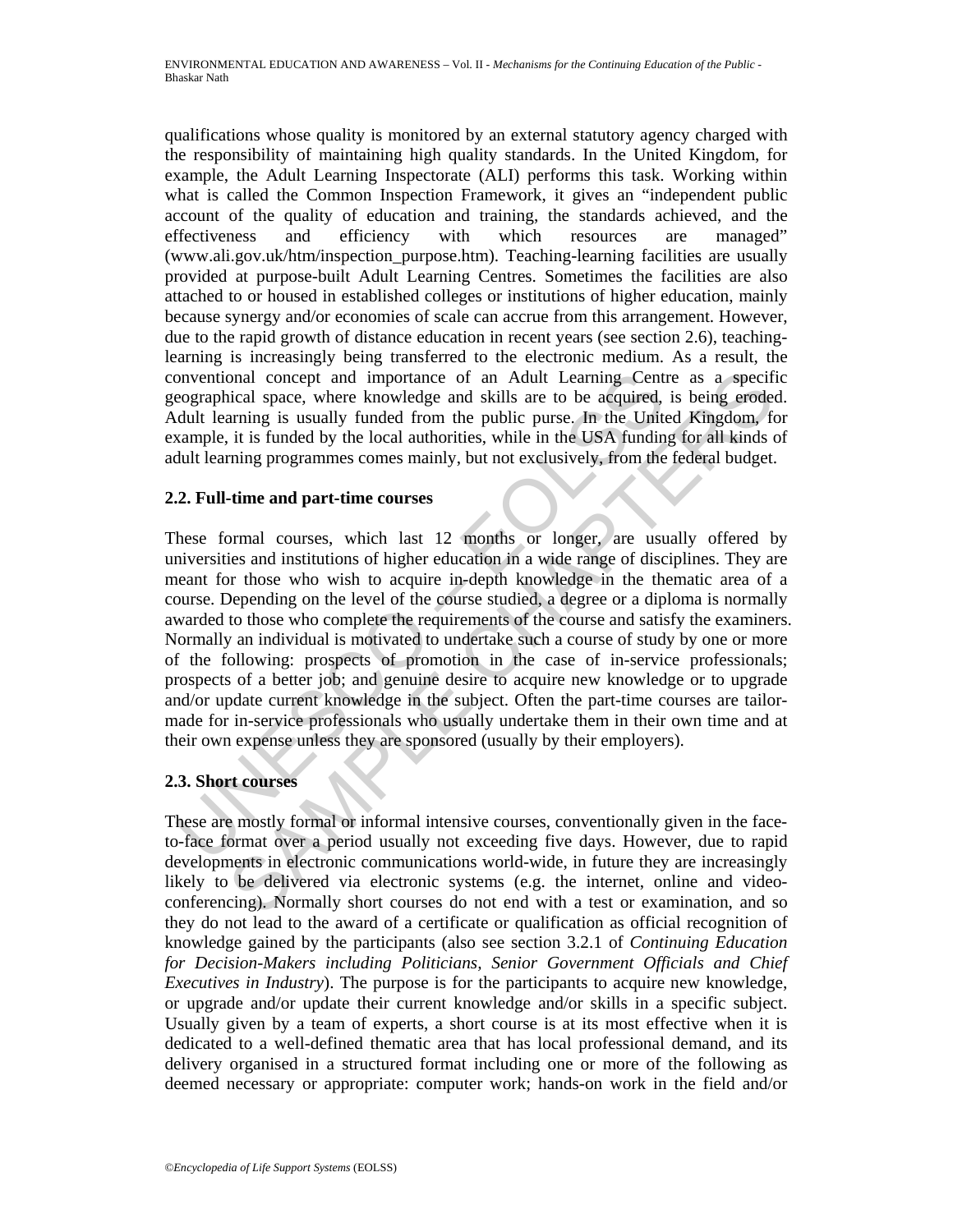qualifications whose quality is monitored by an external statutory agency charged with the responsibility of maintaining high quality standards. In the United Kingdom, for example, the Adult Learning Inspectorate (ALI) performs this task. Working within what is called the Common Inspection Framework, it gives an "independent public account of the quality of education and training, the standards achieved, and the effectiveness and efficiency with which resources are managed" (www.ali.gov.uk/htm/inspection_purpose.htm). Teaching-learning facilities are usually provided at purpose-built Adult Learning Centres. Sometimes the facilities are also attached to or housed in established colleges or institutions of higher education, mainly because synergy and/or economies of scale can accrue from this arrangement. However, due to the rapid growth of distance education in recent years (see section 2.6), teaching-learning is increasingly being transferred to the electronic medium. As a result, the conventional concept and importance of an Adult Learning Centre as a specific geographical space, where knowledge and skills are to be acquired, is being eroded. Adult learning is usually funded from the public purse. In the United Kingdom, for example, it is funded by the local authorities, while in the USA funding for all kinds of adult learning programmes comes mainly, but not exclusively, from the federal budget.

## 2.2. Full-time and part-time courses

These formal courses, which last 12 months or longer, are usually offered by universities and institutions of higher education in a wide range of disciplines. They are meant for those who wish to acquire in-depth knowledge in the thematic area of a course. Depending on the level of the course studied, a degree or a diploma is normally awarded to those who complete the requirements of the course and satisfy the examiners. Normally an individual is motivated to undertake such a course of study by one or more of the following: prospects of promotion in the case of in-service professionals; prospects of a better job; and genuine desire to acquire new knowledge or to upgrade and/or update current knowledge in the subject. Often the part-time courses are tailor-made for in-service professionals who usually undertake them in their own time and at their own expense unless they are sponsored (usually by their employers).

## 2.3. Short courses

These are mostly formal or informal intensive courses, conventionally given in the face-to-face format over a period usually not exceeding five days. However, due to rapid developments in electronic communications world-wide, in future they are increasingly likely to be delivered via electronic systems (e.g. the internet, online and video-conferencing). Normally short courses do not end with a test or examination, and so they do not lead to the award of a certificate or qualification as official recognition of knowledge gained by the participants (also see section 3.2.1 of *Continuing Education for Decision-Makers including Politicians, Senior Government Officials and Chief Executives in Industry*). The purpose is for the participants to acquire new knowledge, or upgrade and/or update their current knowledge and/or skills in a specific subject. Usually given by a team of experts, a short course is at its most effective when it is dedicated to a well-defined thematic area that has local professional demand, and its delivery organised in a structured format including one or more of the following as deemed necessary or appropriate: computer work; hands-on work in the field and/or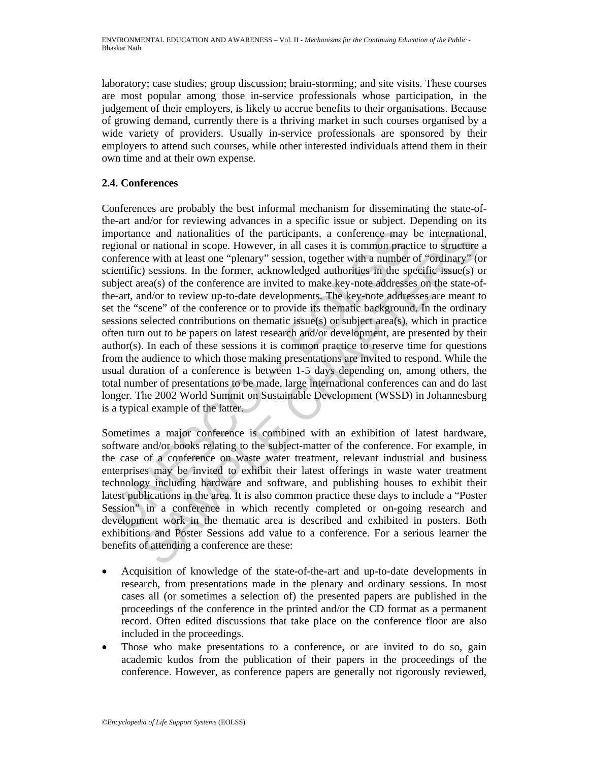laboratory; case studies; group discussion; brain-storming; and site visits. These courses are most popular among those in-service professionals whose participation, in the judgement of their employers, is likely to accrue benefits to their organisations. Because of growing demand, currently there is a thriving market in such courses organised by a wide variety of providers. Usually in-service professionals are sponsored by their employers to attend such courses, while other interested individuals attend them in their own time and at their own expense.

### 2.4. Conferences

Conferences are probably the best informal mechanism for disseminating the state-of-the-art and/or for reviewing advances in a specific issue or subject. Depending on its importance and nationalities of the participants, a conference may be international, regional or national in scope. However, in all cases it is common practice to structure a conference with at least one "plenary" session, together with a number of "ordinary" (or scientific) sessions. In the former, acknowledged authorities in the specific issue(s) or subject area(s) of the conference are invited to make key-note addresses on the state-of-the-art, and/or to review up-to-date developments. The key-note addresses are meant to set the "scene" of the conference or to provide its thematic background. In the ordinary sessions selected contributions on thematic issue(s) or subject area(s), which in practice often turn out to be papers on latest research and/or development, are presented by their author(s). In each of these sessions it is common practice to reserve time for questions from the audience to which those making presentations are invited to respond. While the usual duration of a conference is between 1-5 days depending on, among others, the total number of presentations to be made, large international conferences can and do last longer. The 2002 World Summit on Sustainable Development (WSSD) in Johannesburg is a typical example of the latter.

Sometimes a major conference is combined with an exhibition of latest hardware, software and/or books relating to the subject-matter of the conference. For example, in the case of a conference on waste water treatment, relevant industrial and business enterprises may be invited to exhibit their latest offerings in waste water treatment technology including hardware and software, and publishing houses to exhibit their latest publications in the area. It is also common practice these days to include a "Poster Session" in a conference in which recently completed or on-going research and development work in the thematic area is described and exhibited in posters. Both exhibitions and Poster Sessions add value to a conference. For a serious learner the benefits of attending a conference are these:

- Acquisition of knowledge of the state-of-the-art and up-to-date developments in research, from presentations made in the plenary and ordinary sessions. In most cases all (or sometimes a selection of) the presented papers are published in the proceedings of the conference in the printed and/or the CD format as a permanent record. Often edited discussions that take place on the conference floor are also included in the proceedings.
- Those who make presentations to a conference, or are invited to do so, gain academic kudos from the publication of their papers in the proceedings of the conference. However, as conference papers are generally not rigorously reviewed,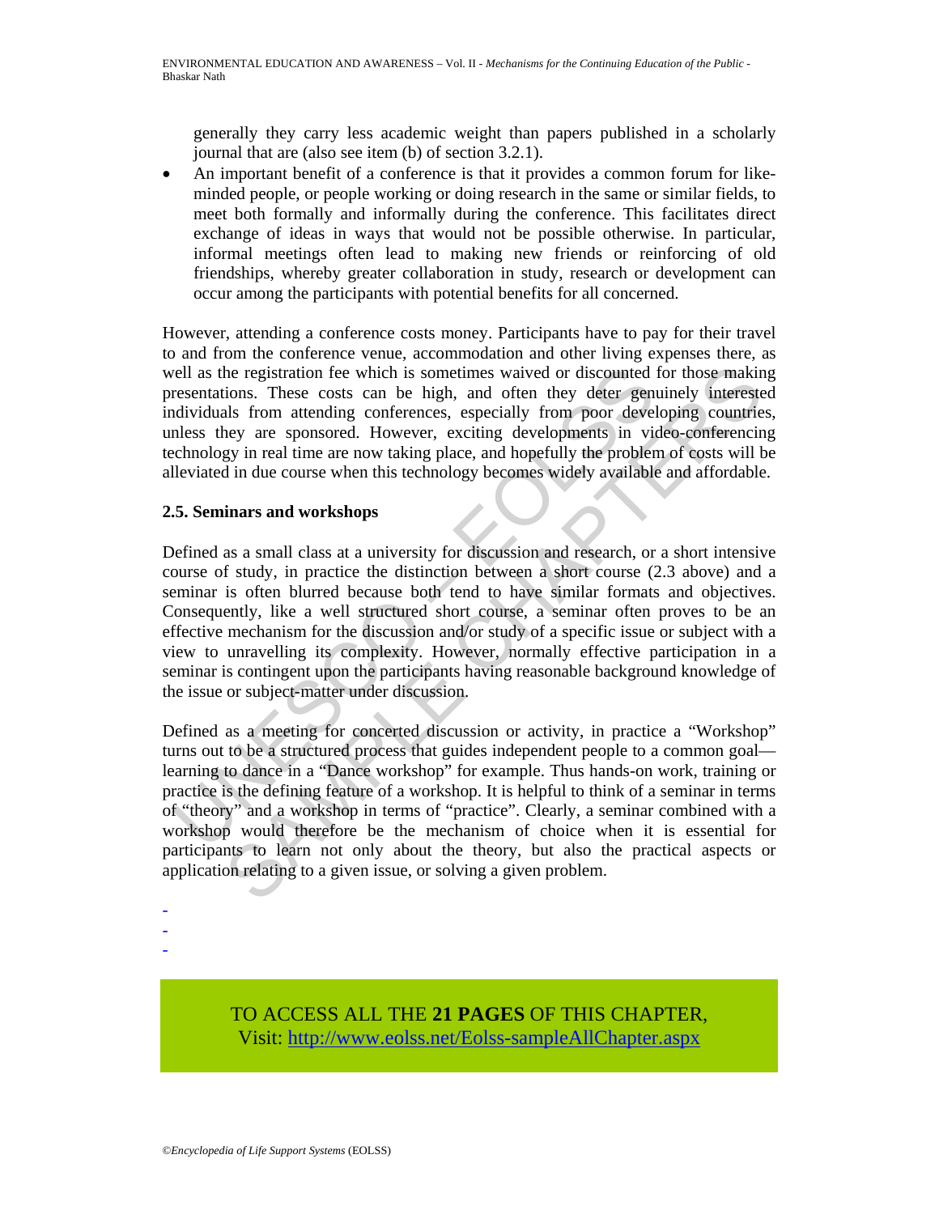generally they carry less academic weight than papers published in a scholarly journal that are (also see item (b) of section 3.2.1).

- An important benefit of a conference is that it provides a common forum for like-minded people, or people working or doing research in the same or similar fields, to meet both formally and informally during the conference. This facilitates direct exchange of ideas in ways that would not be possible otherwise. In particular, informal meetings often lead to making new friends or reinforcing of old friendships, whereby greater collaboration in study, research or development can occur among the participants with potential benefits for all concerned.

However, attending a conference costs money. Participants have to pay for their travel to and from the conference venue, accommodation and other living expenses there, as well as the registration fee which is sometimes waived or discounted for those making presentations. These costs can be high, and often they deter genuinely interested individuals from attending conferences, especially from poor developing countries, unless they are sponsored. However, exciting developments in video-conferencing technology in real time are now taking place, and hopefully the problem of costs will be alleviated in due course when this technology becomes widely available and affordable.

### 2.5. Seminars and workshops

Defined as a small class at a university for discussion and research, or a short intensive course of study, in practice the distinction between a short course (2.3 above) and a seminar is often blurred because both tend to have similar formats and objectives. Consequently, like a well structured short course, a seminar often proves to be an effective mechanism for the discussion and/or study of a specific issue or subject with a view to unravelling its complexity. However, normally effective participation in a seminar is contingent upon the participants having reasonable background knowledge of the issue or subject-matter under discussion.

Defined as a meeting for concerted discussion or activity, in practice a "Workshop" turns out to be a structured process that guides independent people to a common goal—learning to dance in a "Dance workshop" for example. Thus hands-on work, training or practice is the defining feature of a workshop. It is helpful to think of a seminar in terms of "theory" and a workshop in terms of "practice". Clearly, a seminar combined with a workshop would therefore be the mechanism of choice when it is essential for participants to learn not only about the theory, but also the practical aspects or application relating to a given issue, or solving a given problem.

-
-
-

TO ACCESS ALL THE **21 PAGES** OF THIS CHAPTER,
Visit: http://www.eolss.net/Eolss-sampleAllChapter.aspx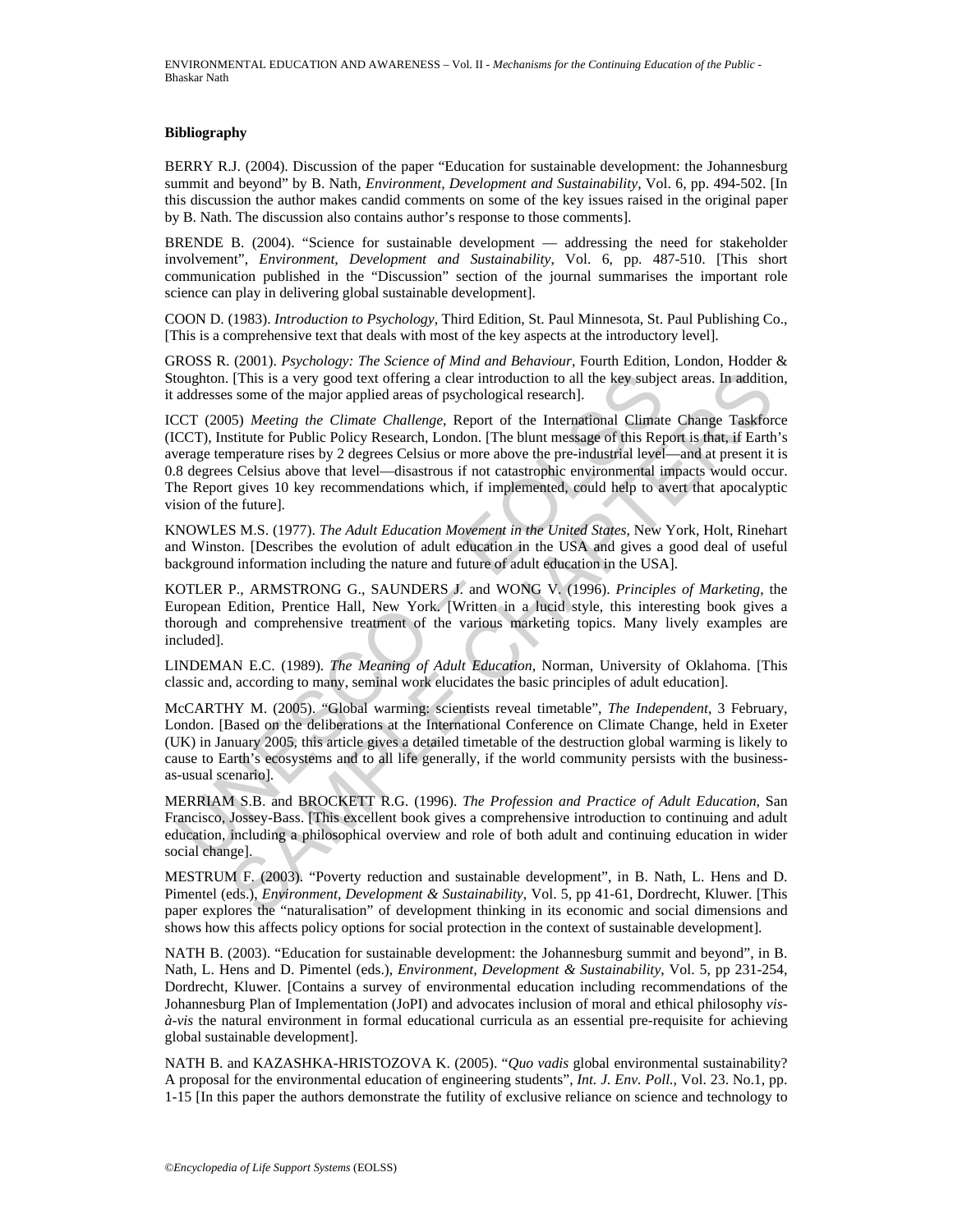### Bibliography

BERRY R.J. (2004). Discussion of the paper "Education for sustainable development: the Johannesburg summit and beyond" by B. Nath, *Environment, Development and Sustainability*, Vol. 6, pp. 494-502. [In this discussion the author makes candid comments on some of the key issues raised in the original paper by B. Nath. The discussion also contains author's response to those comments].

BRENDE B. (2004). "Science for sustainable development — addressing the need for stakeholder involvement", *Environment, Development and Sustainability*, Vol. 6, pp. 487-510. [This short communication published in the "Discussion" section of the journal summarises the important role science can play in delivering global sustainable development].

COON D. (1983). *Introduction to Psychology*, Third Edition, St. Paul Minnesota, St. Paul Publishing Co., [This is a comprehensive text that deals with most of the key aspects at the introductory level].

GROSS R. (2001). *Psychology: The Science of Mind and Behaviour*, Fourth Edition, London, Hodder & Stoughton. [This is a very good text offering a clear introduction to all the key subject areas. In addition, it addresses some of the major applied areas of psychological research].

ICCT (2005) *Meeting the Climate Challenge*, Report of the International Climate Change Taskforce (ICCT), Institute for Public Policy Research, London. [The blunt message of this Report is that, if Earth's average temperature rises by 2 degrees Celsius or more above the pre-industrial level—and at present it is 0.8 degrees Celsius above that level—disastrous if not catastrophic environmental impacts would occur. The Report gives 10 key recommendations which, if implemented, could help to avert that apocalyptic vision of the future].

KNOWLES M.S. (1977). *The Adult Education Movement in the United States*, New York, Holt, Rinehart and Winston. [Describes the evolution of adult education in the USA and gives a good deal of useful background information including the nature and future of adult education in the USA].

KOTLER P., ARMSTRONG G., SAUNDERS J. and WONG V. (1996). *Principles of Marketing*, the European Edition, Prentice Hall, New York. [Written in a lucid style, this interesting book gives a thorough and comprehensive treatment of the various marketing topics. Many lively examples are included].

LINDEMAN E.C. (1989). *The Meaning of Adult Education*, Norman, University of Oklahoma. [This classic and, according to many, seminal work elucidates the basic principles of adult education].

McCARTHY M. (2005). "Global warming: scientists reveal timetable", *The Independent*, 3 February, London. [Based on the deliberations at the International Conference on Climate Change, held in Exeter (UK) in January 2005, this article gives a detailed timetable of the destruction global warming is likely to cause to Earth's ecosystems and to all life generally, if the world community persists with the business-as-usual scenario].

MERRIAM S.B. and BROCKETT R.G. (1996). *The Profession and Practice of Adult Education*, San Francisco, Jossey-Bass. [This excellent book gives a comprehensive introduction to continuing and adult education, including a philosophical overview and role of both adult and continuing education in wider social change].

MESTRUM F. (2003). "Poverty reduction and sustainable development", in B. Nath, L. Hens and D. Pimentel (eds.), *Environment, Development & Sustainability*, Vol. 5, pp 41-61, Dordrecht, Kluwer. [This paper explores the "naturalisation" of development thinking in its economic and social dimensions and shows how this affects policy options for social protection in the context of sustainable development].

NATH B. (2003). "Education for sustainable development: the Johannesburg summit and beyond", in B. Nath, L. Hens and D. Pimentel (eds.), *Environment, Development & Sustainability*, Vol. 5, pp 231-254, Dordrecht, Kluwer. [Contains a survey of environmental education including recommendations of the Johannesburg Plan of Implementation (JoPI) and advocates inclusion of moral and ethical philosophy *vis-à-vis* the natural environment in formal educational curricula as an essential pre-requisite for achieving global sustainable development].

NATH B. and KAZASHKA-HRISTOZOVA K. (2005). "*Quo vadis* global environmental sustainability? A proposal for the environmental education of engineering students", *Int. J. Env. Poll.*, Vol. 23. No.1, pp. 1-15 [In this paper the authors demonstrate the futility of exclusive reliance on science and technology to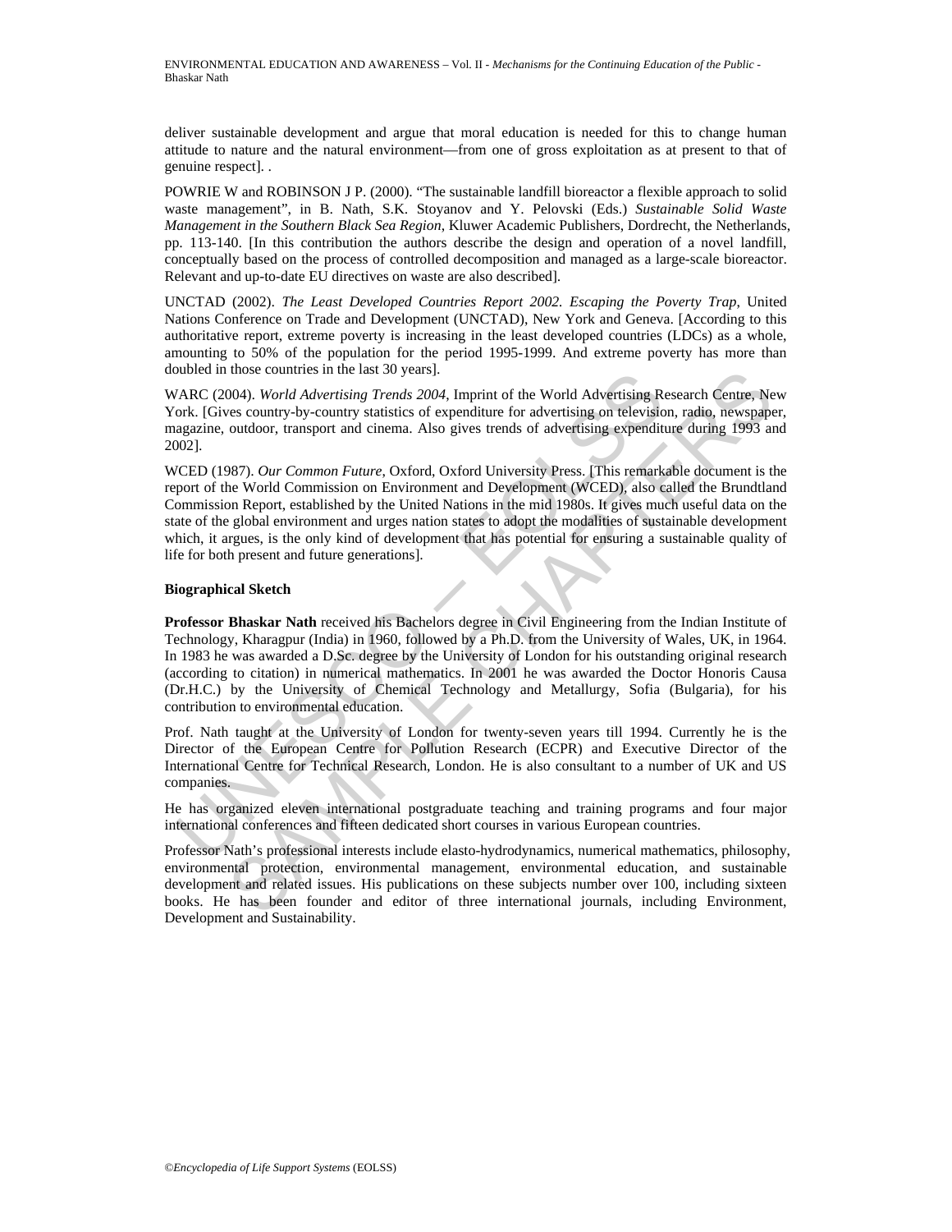deliver sustainable development and argue that moral education is needed for this to change human attitude to nature and the natural environment—from one of gross exploitation as at present to that of genuine respect]. .

POWRIE W and ROBINSON J P. (2000). "The sustainable landfill bioreactor a flexible approach to solid waste management", in B. Nath, S.K. Stoyanov and Y. Pelovski (Eds.) *Sustainable Solid Waste Management in the Southern Black Sea Region*, Kluwer Academic Publishers, Dordrecht, the Netherlands, pp. 113-140. [In this contribution the authors describe the design and operation of a novel landfill, conceptually based on the process of controlled decomposition and managed as a large-scale bioreactor. Relevant and up-to-date EU directives on waste are also described].

UNCTAD (2002). *The Least Developed Countries Report 2002. Escaping the Poverty Trap*, United Nations Conference on Trade and Development (UNCTAD), New York and Geneva. [According to this authoritative report, extreme poverty is increasing in the least developed countries (LDCs) as a whole, amounting to 50% of the population for the period 1995-1999. And extreme poverty has more than doubled in those countries in the last 30 years].

WARC (2004). *World Advertising Trends 2004*, Imprint of the World Advertising Research Centre, New York. [Gives country-by-country statistics of expenditure for advertising on television, radio, newspaper, magazine, outdoor, transport and cinema. Also gives trends of advertising expenditure during 1993 and 2002].

WCED (1987). *Our Common Future*, Oxford, Oxford University Press. [This remarkable document is the report of the World Commission on Environment and Development (WCED), also called the Brundtland Commission Report, established by the United Nations in the mid 1980s. It gives much useful data on the state of the global environment and urges nation states to adopt the modalities of sustainable development which, it argues, is the only kind of development that has potential for ensuring a sustainable quality of life for both present and future generations].

#### Biographical Sketch

**Professor Bhaskar Nath** received his Bachelors degree in Civil Engineering from the Indian Institute of Technology, Kharagpur (India) in 1960, followed by a Ph.D. from the University of Wales, UK, in 1964. In 1983 he was awarded a D.Sc. degree by the University of London for his outstanding original research (according to citation) in numerical mathematics. In 2001 he was awarded the Doctor Honoris Causa (Dr.H.C.) by the University of Chemical Technology and Metallurgy, Sofia (Bulgaria), for his contribution to environmental education.

Prof. Nath taught at the University of London for twenty-seven years till 1994. Currently he is the Director of the European Centre for Pollution Research (ECPR) and Executive Director of the International Centre for Technical Research, London. He is also consultant to a number of UK and US companies.

He has organized eleven international postgraduate teaching and training programs and four major international conferences and fifteen dedicated short courses in various European countries.

Professor Nath's professional interests include elasto-hydrodynamics, numerical mathematics, philosophy, environmental protection, environmental management, environmental education, and sustainable development and related issues. His publications on these subjects number over 100, including sixteen books. He has been founder and editor of three international journals, including Environment, Development and Sustainability.